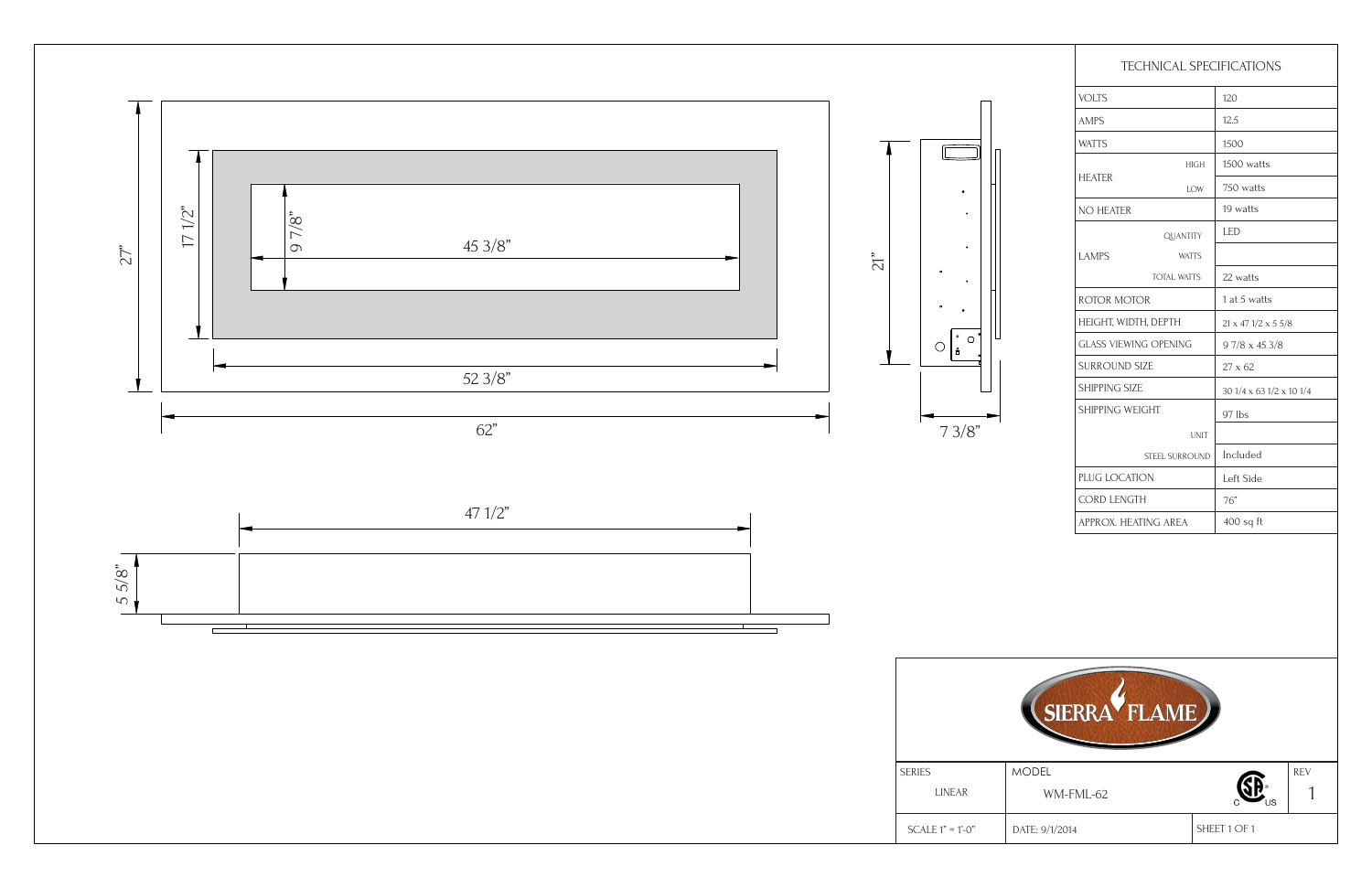# TECHNICAL SPECIFICATIONS

| | | |
|---|---|---|
| VOLTS | | 120 |
| AMPS | | 12.5 |
| WATTS | | 1500 |
| HEATER | HIGH | 1500 watts |
| | LOW | 750 watts |
| NO HEATER | | 19 watts |
| LAMPS | QUANTITY | LED |
| | WATTS | |
| | TOTAL WATTS | 22 watts |
| ROTOR MOTOR | | 1 at 5 watts |
| HEIGHT, WIDTH, DEPTH | | 21 x 47 1/2 x 5 5/8 |
| GLASS VIEWING OPENING | | 9 7/8 x 45 3/8 |
| SURROUND SIZE | | 27 x 62 |
| SHIPPING SIZE | | 30 1/4 x 63 1/2 x 10 1/4 |
| SHIPPING WEIGHT | | 97 lbs |
| | UNIT | |
| | STEEL SURROUND | Included |
| PLUG LOCATION | | Left Side |
| CORD LENGTH | | 76" |
| APPROX. HEATING AREA | | 400 sq ft |

Dimensions: 27", 17 1/2", 9 7/8", 45 3/8", 52 3/8", 62", 21", 7 3/8", 47 1/2", 5 5/8"

SIERRA FLAME

| SERIES | MODEL | | REV |
|---|---|---|---|
| LINEAR | WM-FML-62 | | 1 |
| SCALE 1" = 1'-0" | DATE: 9/1/2014 | SHEET 1 OF 1 | |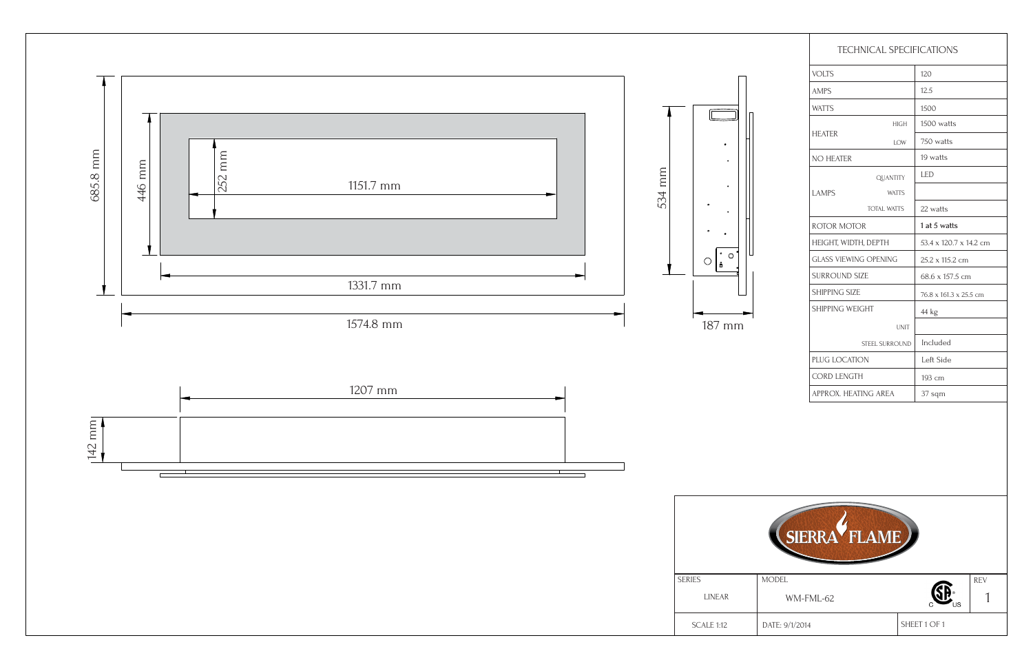685.8 mm

446 mm

252 mm

1151.7 mm

1331.7 mm

1574.8 mm

534 mm

187 mm

1207 mm

142 mm

## TECHNICAL SPECIFICATIONS

| | | |
|---|---|---|
| VOLTS | | 120 |
| AMPS | | 12.5 |
| WATTS | | 1500 |
| HEATER | HIGH | 1500 watts |
| | LOW | 750 watts |
| NO HEATER | | 19 watts |
| LAMPS | QUANTITY | LED |
| | WATTS | |
| | TOTAL WATTS | 22 watts |
| ROTOR MOTOR | | 1 at 5 watts |
| HEIGHT, WIDTH, DEPTH | | 53.4 x 120.7 x 14.2 cm |
| GLASS VIEWING OPENING | | 25.2 x 115.2 cm |
| SURROUND SIZE | | 68.6 x 157.5 cm |
| SHIPPING SIZE | | 76.8 x 161.3 x 25.5 cm |
| SHIPPING WEIGHT | | 44 kg |
| | UNIT | |
| | STEEL SURROUND | Included |
| PLUG LOCATION | | Left Side |
| CORD LENGTH | | 193 cm |
| APPROX. HEATING AREA | | 37 sqm |

SIERRA FLAME

| SERIES | MODEL | | REV |
|---|---|---|---|
| LINEAR | WM-FML-62 | CSA C US | 1 |
| SCALE 1:12 | DATE: 9/1/2014 | SHEET 1 OF 1 | |